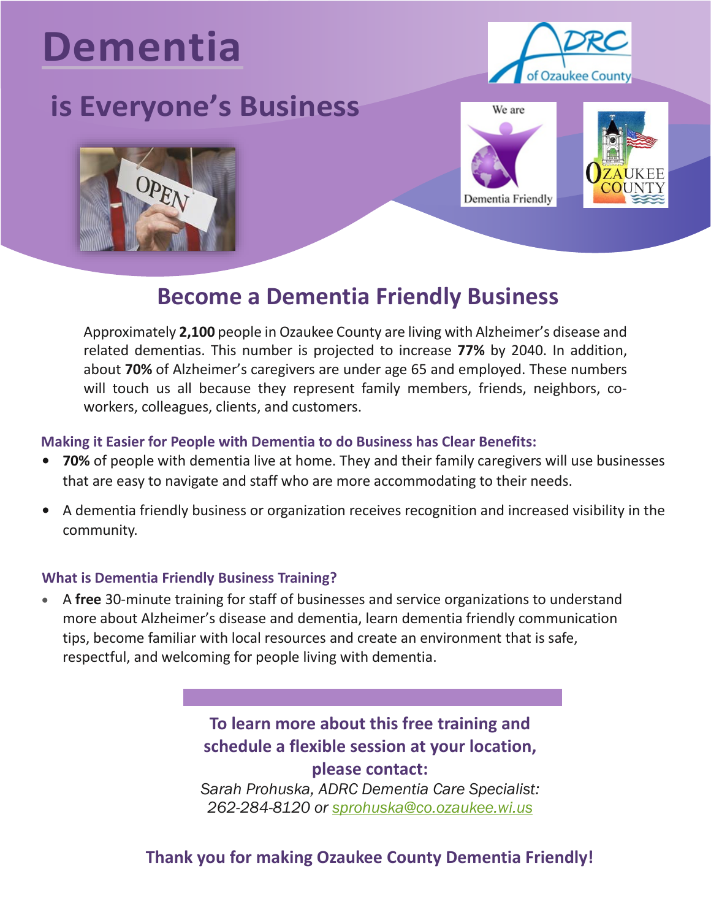# Dementia

## is Everyone's Business

## Become a Dementia Friendly Business

Approximately **2,100** people in Ozaukee County are living with Alzheimer's disease and related dementias. This number is projected to increase **77%** by 2040. In addition, about **70%** of Alzheimer's caregivers are under age 65 and employed. These numbers will touch us all because they represent family members, friends, neighbors, co-workers, colleagues, clients, and customers.

### Making it Easier for People with Dementia to do Business has Clear Benefits:

- **70%** of people with dementia live at home. They and their family caregivers will use businesses that are easy to navigate and staff who are more accommodating to their needs.
- A dementia friendly business or organization receives recognition and increased visibility in the community.

### What is Dementia Friendly Business Training?

- A **free** 30-minute training for staff of businesses and service organizations to understand more about Alzheimer's disease and dementia, learn dementia friendly communication tips, become familiar with local resources and create an environment that is safe, respectful, and welcoming for people living with dementia.

**To learn more about this free training and schedule a flexible session at your location, please contact:**

*Sarah Prohuska, ADRC Dementia Care Specialist: 262-284-8120 or sprohuska@co.ozaukee.wi.us*

**Thank you for making Ozaukee County Dementia Friendly!**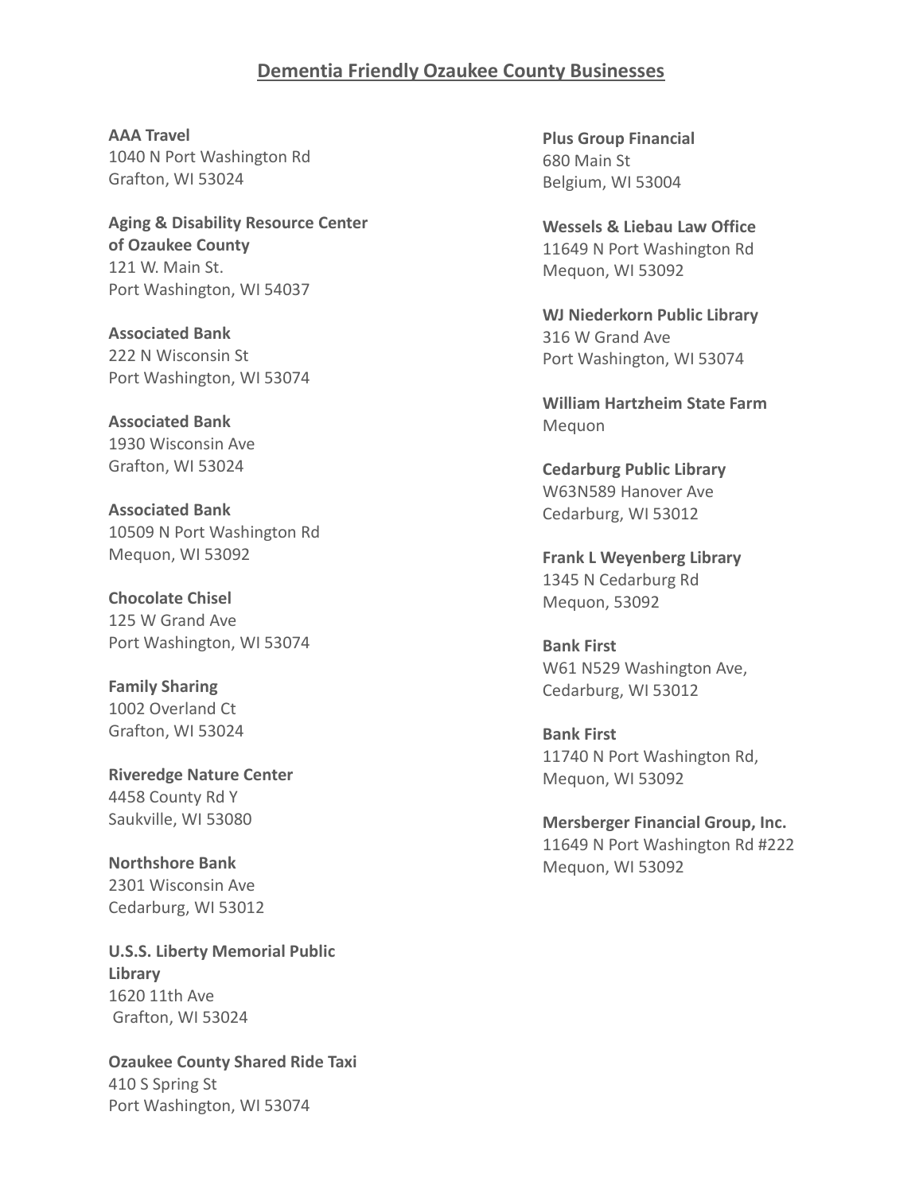## Dementia Friendly Ozaukee County Businesses

**AAA Travel**
1040 N Port Washington Rd
Grafton, WI 53024

**Aging & Disability Resource Center of Ozaukee County**
121 W. Main St.
Port Washington, WI 54037

**Associated Bank**
222 N Wisconsin St
Port Washington, WI 53074

**Associated Bank**
1930 Wisconsin Ave
Grafton, WI 53024

**Associated Bank**
10509 N Port Washington Rd
Mequon, WI 53092

**Chocolate Chisel**
125 W Grand Ave
Port Washington, WI 53074

**Family Sharing**
1002 Overland Ct
Grafton, WI 53024

**Riveredge Nature Center**
4458 County Rd Y
Saukville, WI 53080

**Northshore Bank**
2301 Wisconsin Ave
Cedarburg, WI 53012

**U.S.S. Liberty Memorial Public Library**
1620 11th Ave
Grafton, WI 53024

**Ozaukee County Shared Ride Taxi**
410 S Spring St
Port Washington, WI 53074

**Plus Group Financial**
680 Main St
Belgium, WI 53004

**Wessels & Liebau Law Office**
11649 N Port Washington Rd
Mequon, WI 53092

**WJ Niederkorn Public Library**
316 W Grand Ave
Port Washington, WI 53074

**William Hartzheim State Farm**
Mequon

**Cedarburg Public Library**
W63N589 Hanover Ave
Cedarburg, WI 53012

**Frank L Weyenberg Library**
1345 N Cedarburg Rd
Mequon, 53092

**Bank First**
W61 N529 Washington Ave,
Cedarburg, WI 53012

**Bank First**
11740 N Port Washington Rd,
Mequon, WI 53092

**Mersberger Financial Group, Inc.**
11649 N Port Washington Rd #222
Mequon, WI 53092